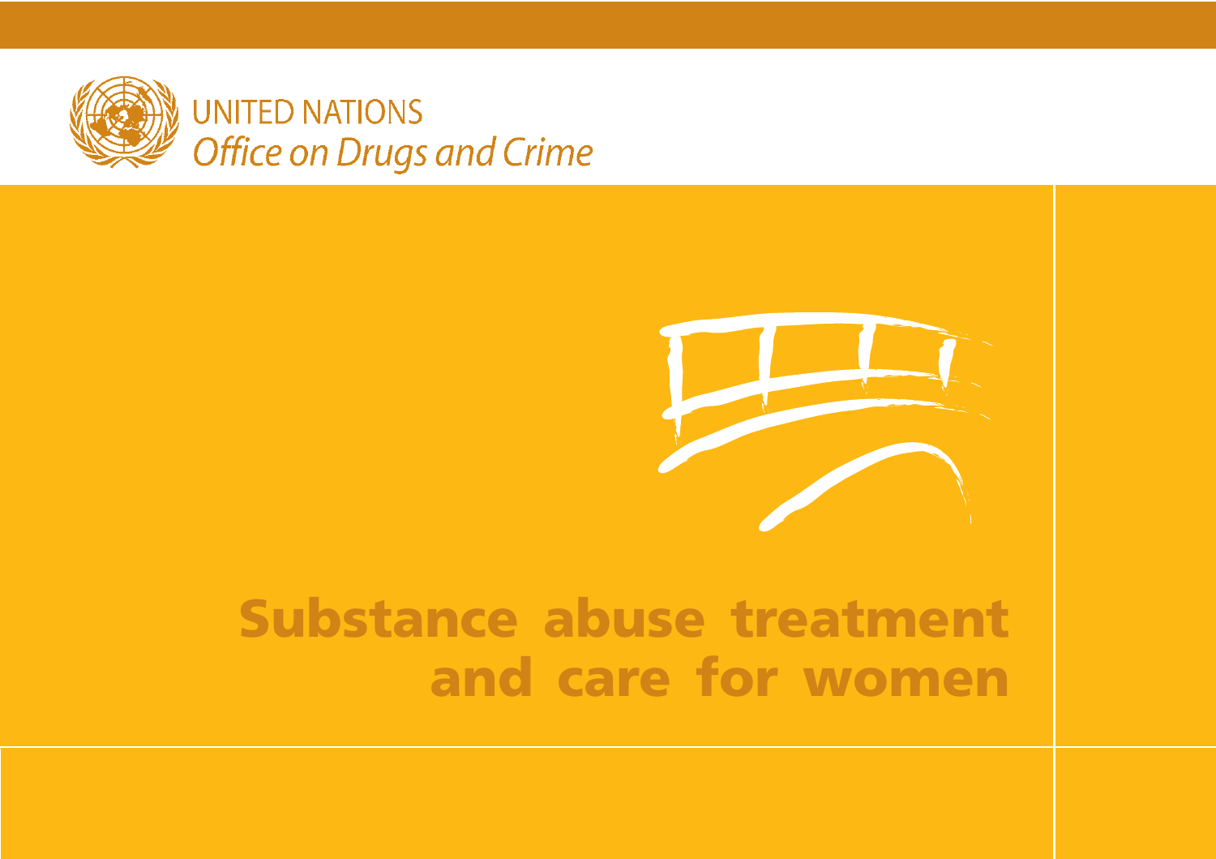UNITED NATIONS
*Office on Drugs and Crime*

# Substance abuse treatment and care for women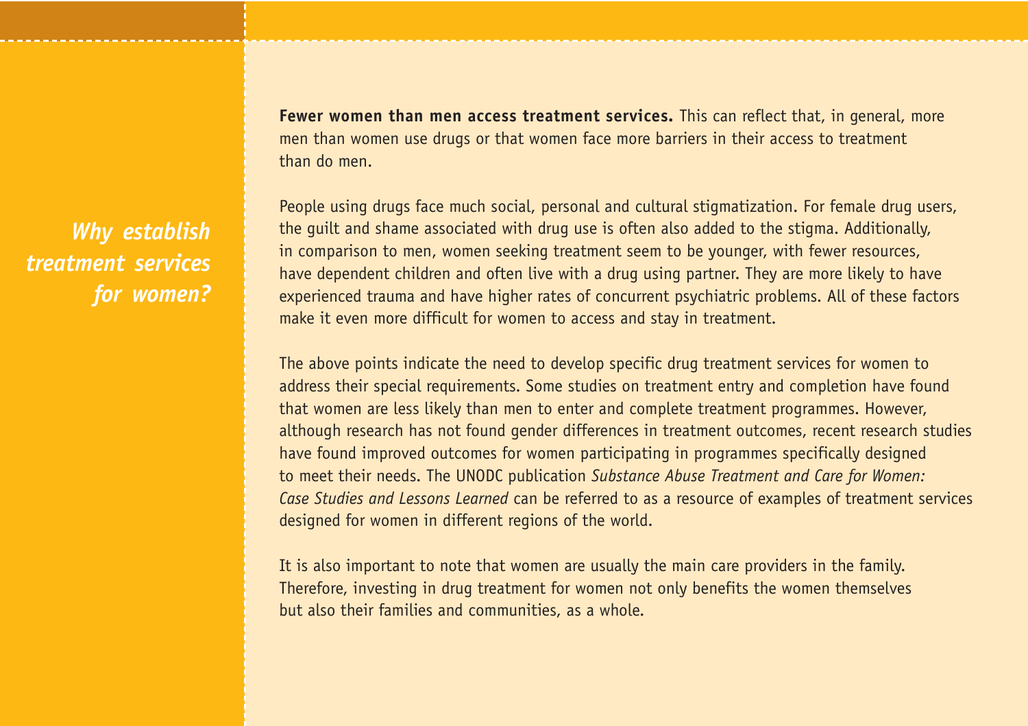## *Why establish treatment services for women?*

**Fewer women than men access treatment services.** This can reflect that, in general, more men than women use drugs or that women face more barriers in their access to treatment than do men.

People using drugs face much social, personal and cultural stigmatization. For female drug users, the guilt and shame associated with drug use is often also added to the stigma. Additionally, in comparison to men, women seeking treatment seem to be younger, with fewer resources, have dependent children and often live with a drug using partner. They are more likely to have experienced trauma and have higher rates of concurrent psychiatric problems. All of these factors make it even more difficult for women to access and stay in treatment.

The above points indicate the need to develop specific drug treatment services for women to address their special requirements. Some studies on treatment entry and completion have found that women are less likely than men to enter and complete treatment programmes. However, although research has not found gender differences in treatment outcomes, recent research studies have found improved outcomes for women participating in programmes specifically designed to meet their needs. The UNODC publication *Substance Abuse Treatment and Care for Women: Case Studies and Lessons Learned* can be referred to as a resource of examples of treatment services designed for women in different regions of the world.

It is also important to note that women are usually the main care providers in the family. Therefore, investing in drug treatment for women not only benefits the women themselves but also their families and communities, as a whole.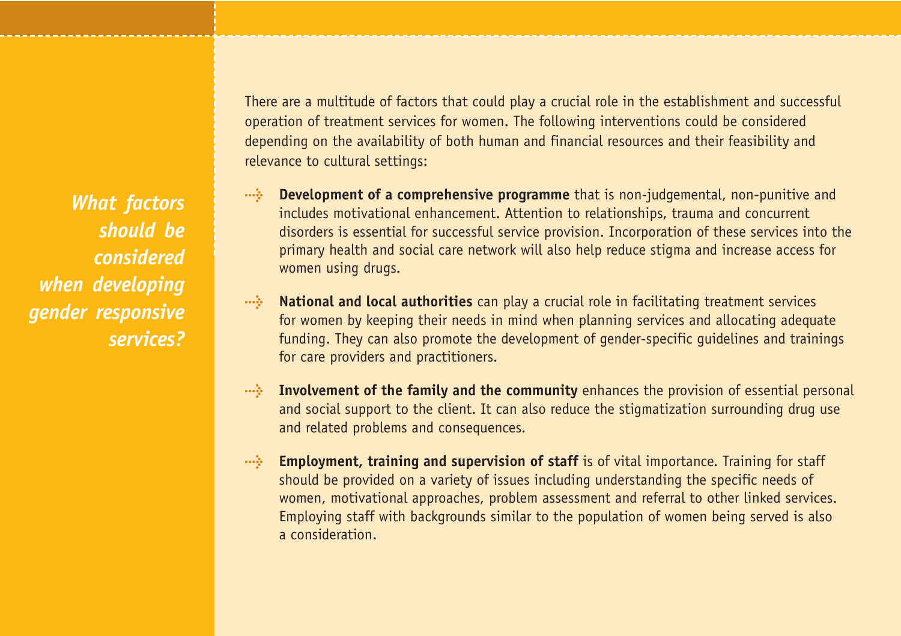## *What factors should be considered when developing gender responsive services?*

There are a multitude of factors that could play a crucial role in the establishment and successful operation of treatment services for women. The following interventions could be considered depending on the availability of both human and financial resources and their feasibility and relevance to cultural settings:

- **Development of a comprehensive programme** that is non-judgemental, non-punitive and includes motivational enhancement. Attention to relationships, trauma and concurrent disorders is essential for successful service provision. Incorporation of these services into the primary health and social care network will also help reduce stigma and increase access for women using drugs.
- **National and local authorities** can play a crucial role in facilitating treatment services for women by keeping their needs in mind when planning services and allocating adequate funding. They can also promote the development of gender-specific guidelines and trainings for care providers and practitioners.
- **Involvement of the family and the community** enhances the provision of essential personal and social support to the client. It can also reduce the stigmatization surrounding drug use and related problems and consequences.
- **Employment, training and supervision of staff** is of vital importance. Training for staff should be provided on a variety of issues including understanding the specific needs of women, motivational approaches, problem assessment and referral to other linked services. Employing staff with backgrounds similar to the population of women being served is also a consideration.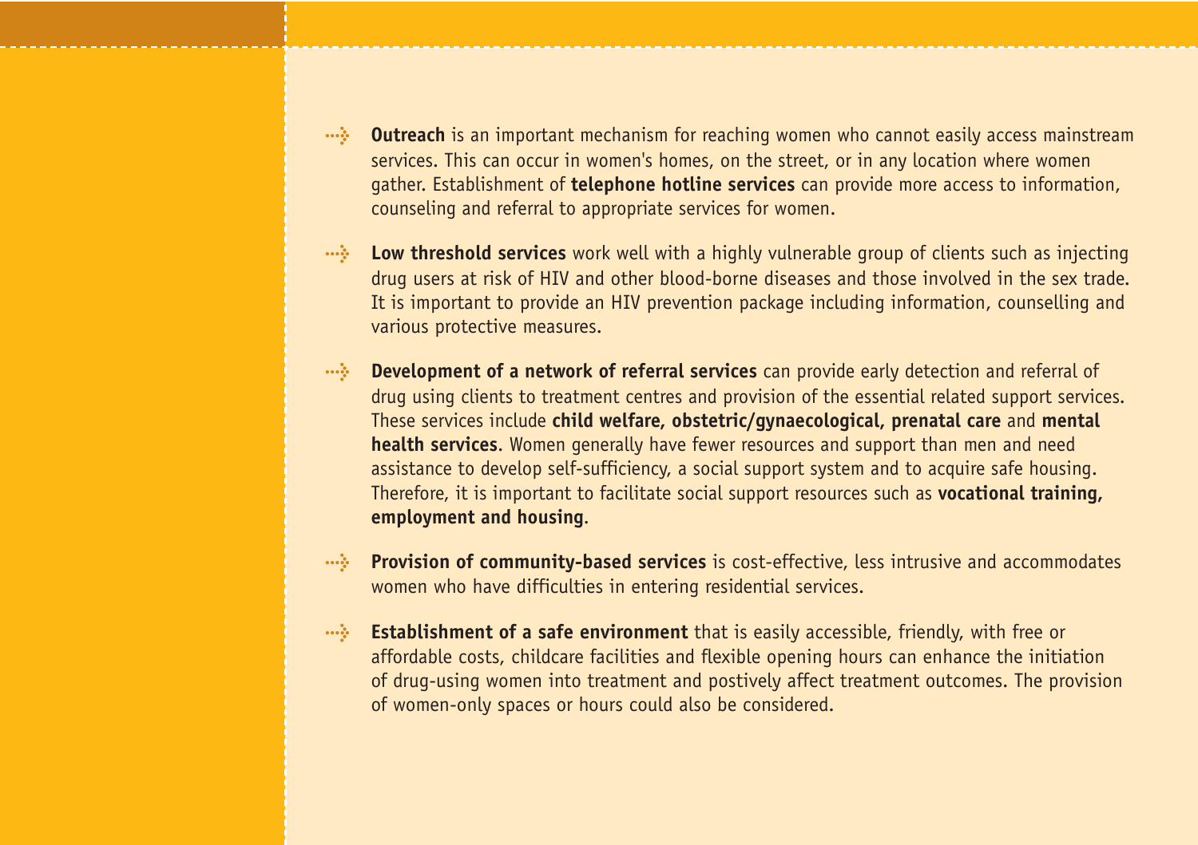- **Outreach** is an important mechanism for reaching women who cannot easily access mainstream services. This can occur in women's homes, on the street, or in any location where women gather. Establishment of **telephone hotline services** can provide more access to information, counseling and referral to appropriate services for women.

- **Low threshold services** work well with a highly vulnerable group of clients such as injecting drug users at risk of HIV and other blood-borne diseases and those involved in the sex trade. It is important to provide an HIV prevention package including information, counselling and various protective measures.

- **Development of a network of referral services** can provide early detection and referral of drug using clients to treatment centres and provision of the essential related support services. These services include **child welfare, obstetric/gynaecological, prenatal care** and **mental health services**. Women generally have fewer resources and support than men and need assistance to develop self-sufficiency, a social support system and to acquire safe housing. Therefore, it is important to facilitate social support resources such as **vocational training, employment and housing**.

- **Provision of community-based services** is cost-effective, less intrusive and accommodates women who have difficulties in entering residential services.

- **Establishment of a safe environment** that is easily accessible, friendly, with free or affordable costs, childcare facilities and flexible opening hours can enhance the initiation of drug-using women into treatment and postively affect treatment outcomes. The provision of women-only spaces or hours could also be considered.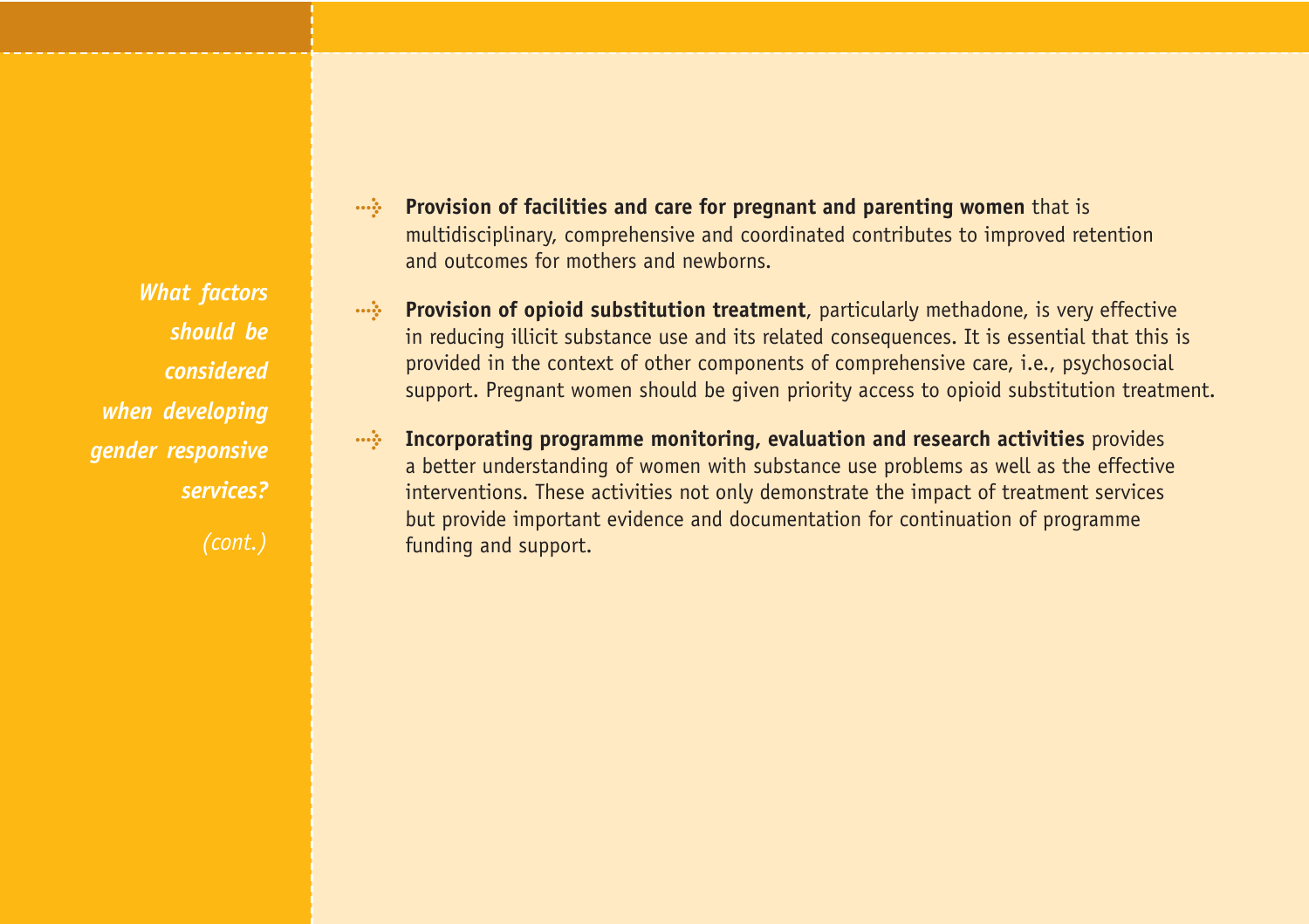*What factors should be considered when developing gender responsive services?*

*(cont.)*

- **Provision of facilities and care for pregnant and parenting women** that is multidisciplinary, comprehensive and coordinated contributes to improved retention and outcomes for mothers and newborns.

- **Provision of opioid substitution treatment**, particularly methadone, is very effective in reducing illicit substance use and its related consequences. It is essential that this is provided in the context of other components of comprehensive care, i.e., psychosocial support. Pregnant women should be given priority access to opioid substitution treatment.

- **Incorporating programme monitoring, evaluation and research activities** provides a better understanding of women with substance use problems as well as the effective interventions. These activities not only demonstrate the impact of treatment services but provide important evidence and documentation for continuation of programme funding and support.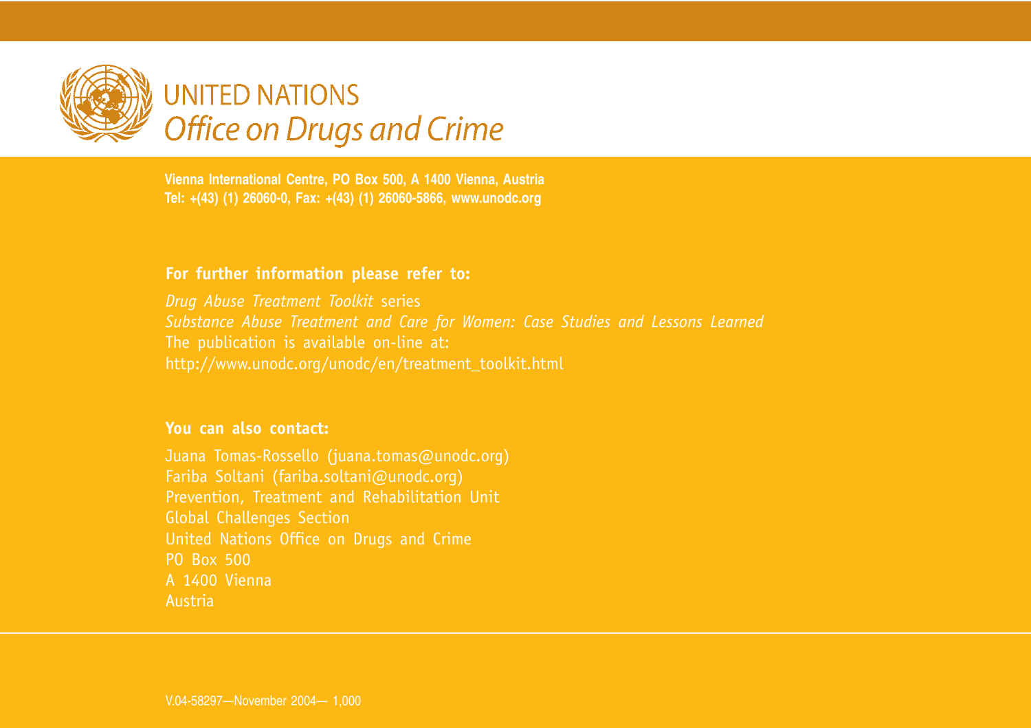# UNITED NATIONS
## *Office on Drugs and Crime*

**Vienna International Centre, PO Box 500, A 1400 Vienna, Austria**
**Tel: +(43) (1) 26060-0, Fax: +(43) (1) 26060-5866, www.unodc.org**

**For further information please refer to:**

*Drug Abuse Treatment Toolkit* series
*Substance Abuse Treatment and Care for Women: Case Studies and Lessons Learned*
The publication is available on-line at:
http://www.unodc.org/unodc/en/treatment_toolkit.html

**You can also contact:**

Juana Tomas-Rossello (juana.tomas@unodc.org)
Fariba Soltani (fariba.soltani@unodc.org)
Prevention, Treatment and Rehabilitation Unit
Global Challenges Section
United Nations Office on Drugs and Crime
PO Box 500
A 1400 Vienna
Austria

V.04-58297—November 2004— 1,000